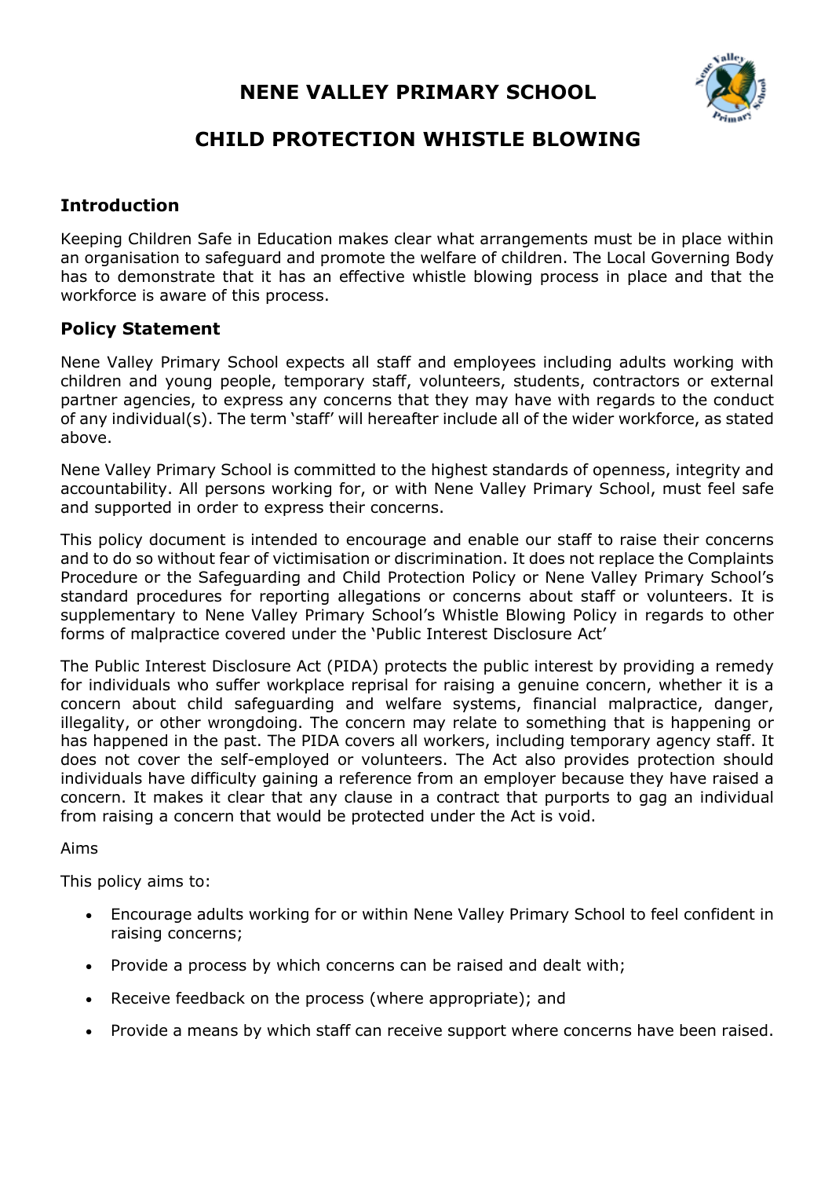# NENE VALLEY PRIMARY SCHOOL

# CHILD PROTECTION WHISTLE BLOWING

## Introduction

Keeping Children Safe in Education makes clear what arrangements must be in place within an organisation to safeguard and promote the welfare of children. The Local Governing Body has to demonstrate that it has an effective whistle blowing process in place and that the workforce is aware of this process.

## Policy Statement

Nene Valley Primary School expects all staff and employees including adults working with children and young people, temporary staff, volunteers, students, contractors or external partner agencies, to express any concerns that they may have with regards to the conduct of any individual(s). The term 'staff' will hereafter include all of the wider workforce, as stated above.

Nene Valley Primary School is committed to the highest standards of openness, integrity and accountability. All persons working for, or with Nene Valley Primary School, must feel safe and supported in order to express their concerns.

This policy document is intended to encourage and enable our staff to raise their concerns and to do so without fear of victimisation or discrimination. It does not replace the Complaints Procedure or the Safeguarding and Child Protection Policy or Nene Valley Primary School's standard procedures for reporting allegations or concerns about staff or volunteers. It is supplementary to Nene Valley Primary School's Whistle Blowing Policy in regards to other forms of malpractice covered under the 'Public Interest Disclosure Act'

The Public Interest Disclosure Act (PIDA) protects the public interest by providing a remedy for individuals who suffer workplace reprisal for raising a genuine concern, whether it is a concern about child safeguarding and welfare systems, financial malpractice, danger, illegality, or other wrongdoing. The concern may relate to something that is happening or has happened in the past. The PIDA covers all workers, including temporary agency staff. It does not cover the self-employed or volunteers. The Act also provides protection should individuals have difficulty gaining a reference from an employer because they have raised a concern. It makes it clear that any clause in a contract that purports to gag an individual from raising a concern that would be protected under the Act is void.

Aims

This policy aims to:

- Encourage adults working for or within Nene Valley Primary School to feel confident in raising concerns;
- Provide a process by which concerns can be raised and dealt with;
- Receive feedback on the process (where appropriate); and
- Provide a means by which staff can receive support where concerns have been raised.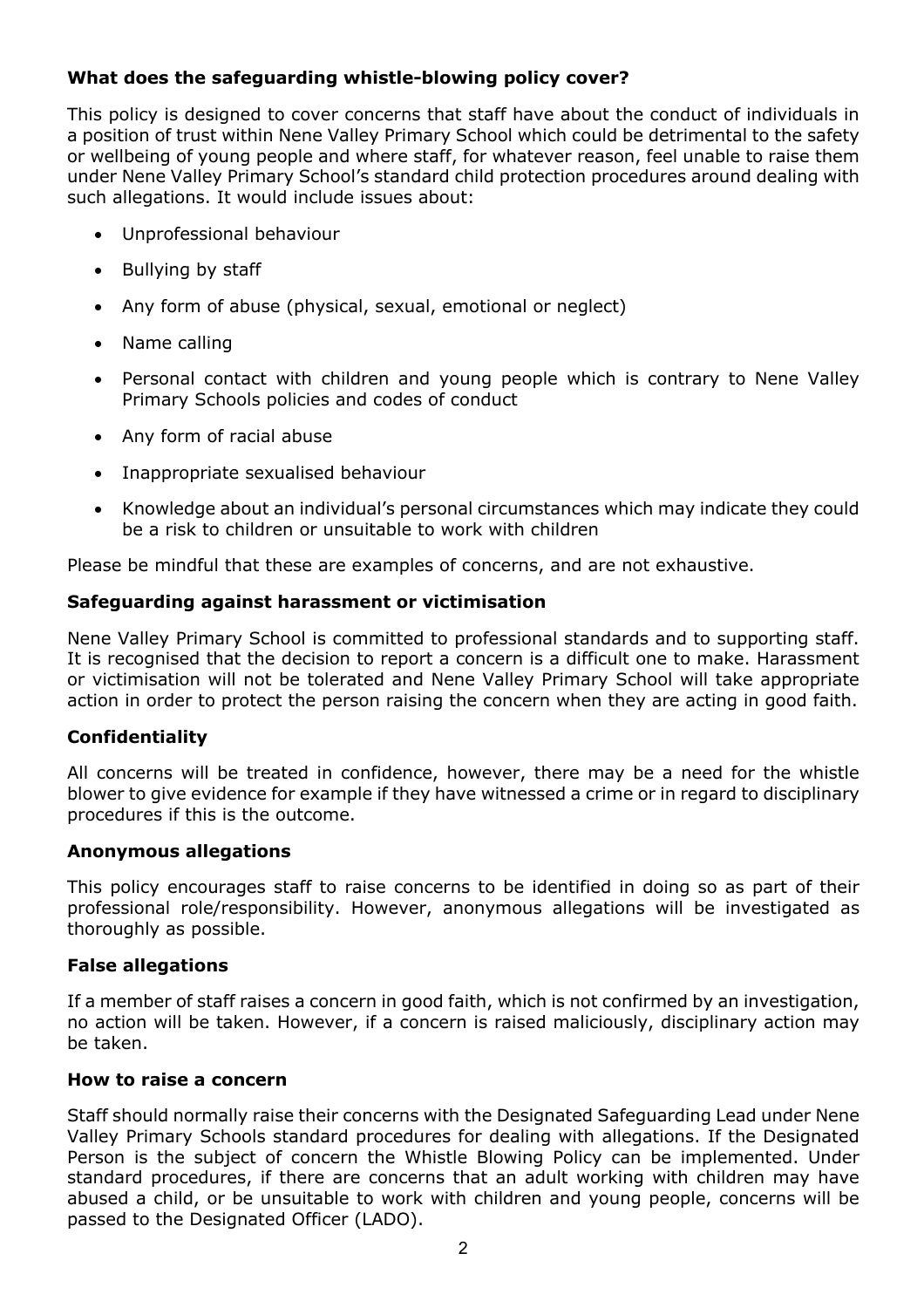### What does the safeguarding whistle-blowing policy cover?

This policy is designed to cover concerns that staff have about the conduct of individuals in a position of trust within Nene Valley Primary School which could be detrimental to the safety or wellbeing of young people and where staff, for whatever reason, feel unable to raise them under Nene Valley Primary School's standard child protection procedures around dealing with such allegations. It would include issues about:

- Unprofessional behaviour
- Bullying by staff
- Any form of abuse (physical, sexual, emotional or neglect)
- Name calling
- Personal contact with children and young people which is contrary to Nene Valley Primary Schools policies and codes of conduct
- Any form of racial abuse
- Inappropriate sexualised behaviour
- Knowledge about an individual's personal circumstances which may indicate they could be a risk to children or unsuitable to work with children

Please be mindful that these are examples of concerns, and are not exhaustive.

### Safeguarding against harassment or victimisation

Nene Valley Primary School is committed to professional standards and to supporting staff. It is recognised that the decision to report a concern is a difficult one to make. Harassment or victimisation will not be tolerated and Nene Valley Primary School will take appropriate action in order to protect the person raising the concern when they are acting in good faith.

### Confidentiality

All concerns will be treated in confidence, however, there may be a need for the whistle blower to give evidence for example if they have witnessed a crime or in regard to disciplinary procedures if this is the outcome.

### Anonymous allegations

This policy encourages staff to raise concerns to be identified in doing so as part of their professional role/responsibility. However, anonymous allegations will be investigated as thoroughly as possible.

### False allegations

If a member of staff raises a concern in good faith, which is not confirmed by an investigation, no action will be taken. However, if a concern is raised maliciously, disciplinary action may be taken.

### How to raise a concern

Staff should normally raise their concerns with the Designated Safeguarding Lead under Nene Valley Primary Schools standard procedures for dealing with allegations. If the Designated Person is the subject of concern the Whistle Blowing Policy can be implemented. Under standard procedures, if there are concerns that an adult working with children may have abused a child, or be unsuitable to work with children and young people, concerns will be passed to the Designated Officer (LADO).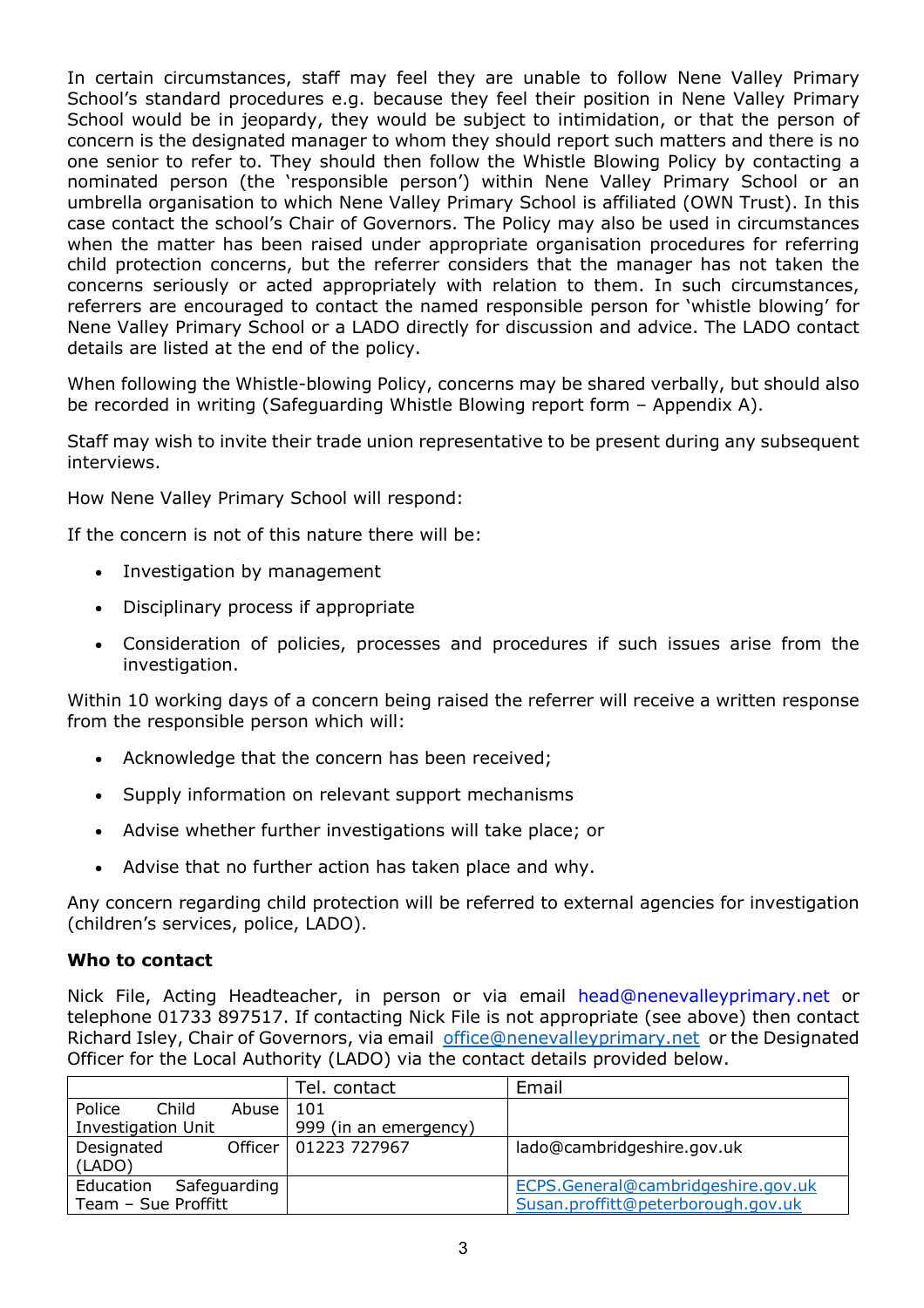In certain circumstances, staff may feel they are unable to follow Nene Valley Primary School's standard procedures e.g. because they feel their position in Nene Valley Primary School would be in jeopardy, they would be subject to intimidation, or that the person of concern is the designated manager to whom they should report such matters and there is no one senior to refer to. They should then follow the Whistle Blowing Policy by contacting a nominated person (the 'responsible person') within Nene Valley Primary School or an umbrella organisation to which Nene Valley Primary School is affiliated (OWN Trust). In this case contact the school's Chair of Governors. The Policy may also be used in circumstances when the matter has been raised under appropriate organisation procedures for referring child protection concerns, but the referrer considers that the manager has not taken the concerns seriously or acted appropriately with relation to them. In such circumstances, referrers are encouraged to contact the named responsible person for 'whistle blowing' for Nene Valley Primary School or a LADO directly for discussion and advice. The LADO contact details are listed at the end of the policy.

When following the Whistle-blowing Policy, concerns may be shared verbally, but should also be recorded in writing (Safeguarding Whistle Blowing report form – Appendix A).

Staff may wish to invite their trade union representative to be present during any subsequent interviews.

How Nene Valley Primary School will respond:

If the concern is not of this nature there will be:

- Investigation by management
- Disciplinary process if appropriate
- Consideration of policies, processes and procedures if such issues arise from the investigation.

Within 10 working days of a concern being raised the referrer will receive a written response from the responsible person which will:

- Acknowledge that the concern has been received;
- Supply information on relevant support mechanisms
- Advise whether further investigations will take place; or
- Advise that no further action has taken place and why.

Any concern regarding child protection will be referred to external agencies for investigation (children's services, police, LADO).

**Who to contact**

Nick File, Acting Headteacher, in person or via email head@nenevalleyprimary.net or telephone 01733 897517. If contacting Nick File is not appropriate (see above) then contact Richard Isley, Chair of Governors, via email office@nenevalleyprimary.net or the Designated Officer for the Local Authority (LADO) via the contact details provided below.

| | Tel. contact | Email |
|---|---|---|
| Police Child Abuse Investigation Unit | 101<br>999 (in an emergency) | |
| Designated Officer (LADO) | 01223 727967 | lado@cambridgeshire.gov.uk |
| Education Safeguarding Team – Sue Proffitt | | ECPS.General@cambridgeshire.gov.uk<br>Susan.proffitt@peterborough.gov.uk |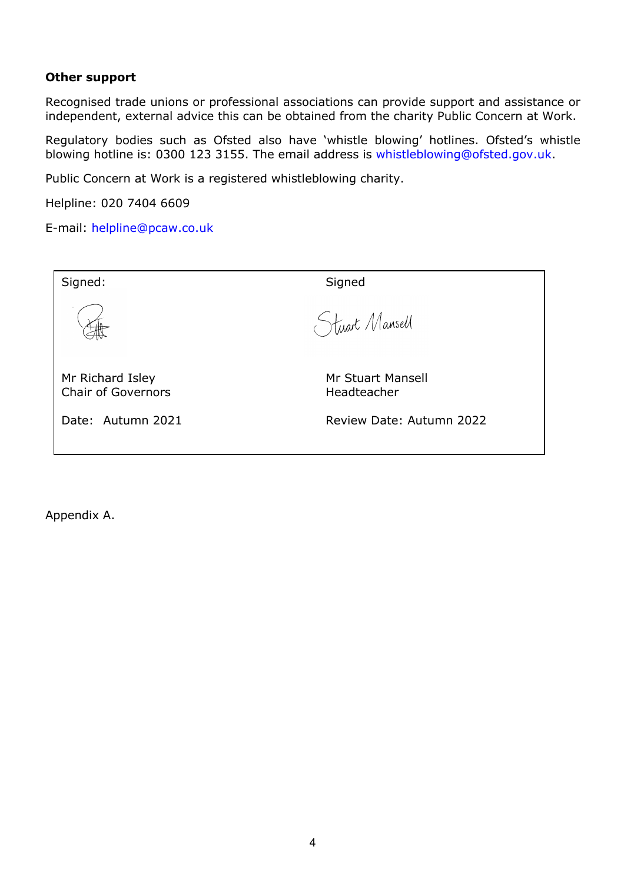**Other support**

Recognised trade unions or professional associations can provide support and assistance or independent, external advice this can be obtained from the charity Public Concern at Work.

Regulatory bodies such as Ofsted also have 'whistle blowing' hotlines. Ofsted's whistle blowing hotline is: 0300 123 3155. The email address is whistleblowing@ofsted.gov.uk.

Public Concern at Work is a registered whistleblowing charity.

Helpline: 020 7404 6609

E-mail: helpline@pcaw.co.uk

| Signed: | Signed |
| --- | --- |
| Mr Richard Isley<br>Chair of Governors | Mr Stuart Mansell<br>Headteacher |
| Date: Autumn 2021 | Review Date: Autumn 2022 |

Appendix A.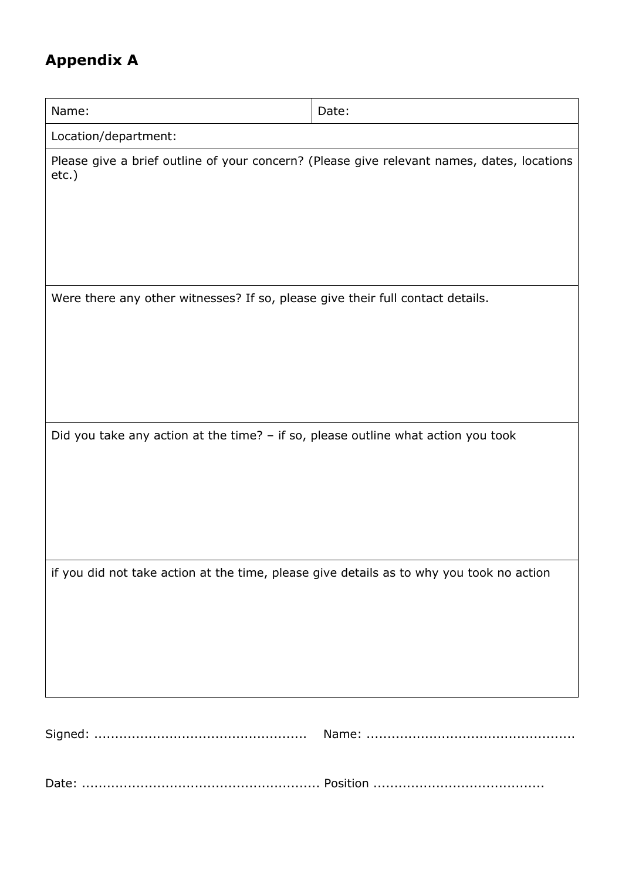## Appendix A

| | |
|---|---|
| Name: | Date: |
| Location/department: | |
| Please give a brief outline of your concern? (Please give relevant names, dates, locations etc.) | |
| Were there any other witnesses? If so, please give their full contact details. | |
| Did you take any action at the time? – if so, please outline what action you took | |
| if you did not take action at the time, please give details as to why you took no action | |

Signed: .................................................... Name: ..................................................

Date: ........................................................ Position ........................................